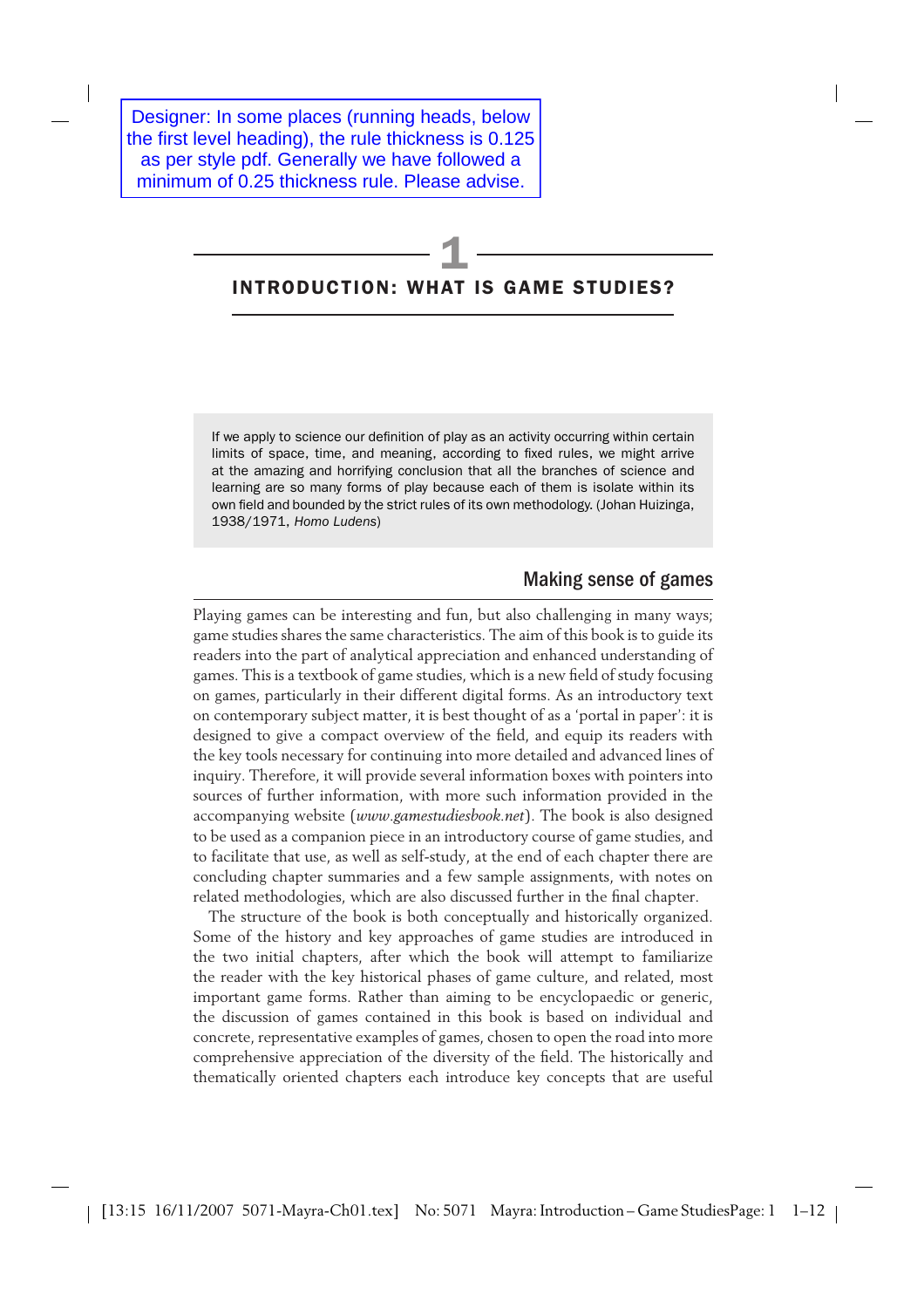Designer: In some places (running heads, below the first level heading), the rule thickness is 0.125 as per style pdf. Generally we have followed a minimum of 0.25 thickness rule. Please advise.

# 1

# INTRODUCTION: WHAT IS GAME STUDIES?

> If we apply to science our definition of play as an activity occurring within certain limits of space, time, and meaning, according to fixed rules, we might arrive at the amazing and horrifying conclusion that all the branches of science and learning are so many forms of play because each of them is isolate within its own field and bounded by the strict rules of its own methodology. (Johan Huizinga, 1938/1971, *Homo Ludens*)

## Making sense of games

Playing games can be interesting and fun, but also challenging in many ways; game studies shares the same characteristics. The aim of this book is to guide its readers into the part of analytical appreciation and enhanced understanding of games. This is a textbook of game studies, which is a new field of study focusing on games, particularly in their different digital forms. As an introductory text on contemporary subject matter, it is best thought of as a 'portal in paper': it is designed to give a compact overview of the field, and equip its readers with the key tools necessary for continuing into more detailed and advanced lines of inquiry. Therefore, it will provide several information boxes with pointers into sources of further information, with more such information provided in the accompanying website (*www.gamestudiesbook.net*). The book is also designed to be used as a companion piece in an introductory course of game studies, and to facilitate that use, as well as self-study, at the end of each chapter there are concluding chapter summaries and a few sample assignments, with notes on related methodologies, which are also discussed further in the final chapter.

The structure of the book is both conceptually and historically organized. Some of the history and key approaches of game studies are introduced in the two initial chapters, after which the book will attempt to familiarize the reader with the key historical phases of game culture, and related, most important game forms. Rather than aiming to be encyclopaedic or generic, the discussion of games contained in this book is based on individual and concrete, representative examples of games, chosen to open the road into more comprehensive appreciation of the diversity of the field. The historically and thematically oriented chapters each introduce key concepts that are useful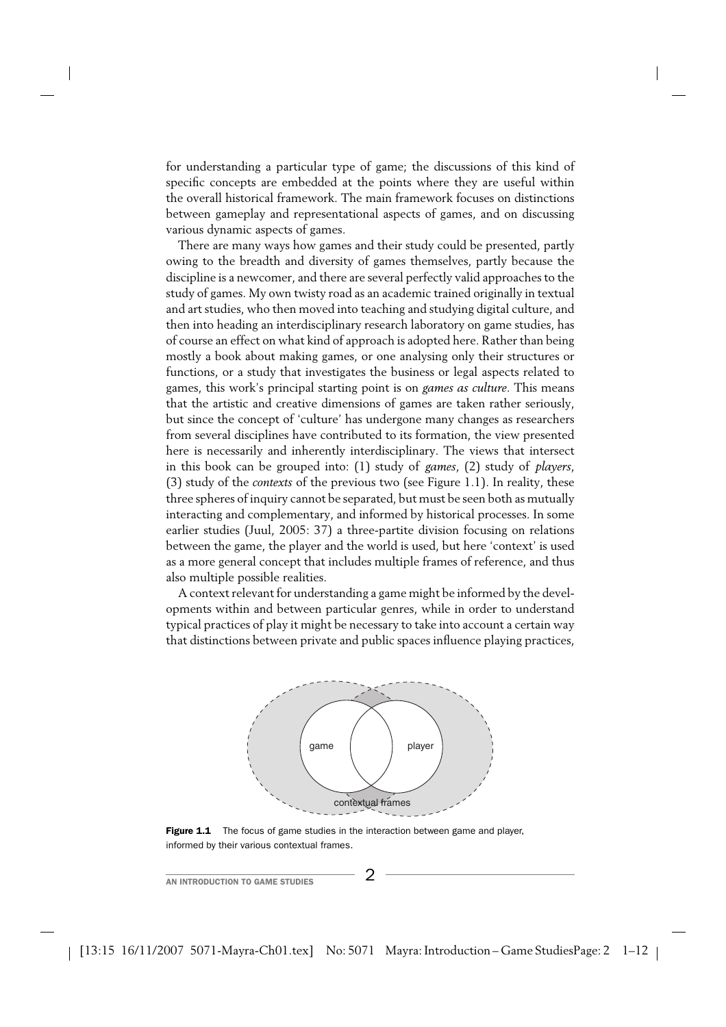for understanding a particular type of game; the discussions of this kind of specific concepts are embedded at the points where they are useful within the overall historical framework. The main framework focuses on distinctions between gameplay and representational aspects of games, and on discussing various dynamic aspects of games.

There are many ways how games and their study could be presented, partly owing to the breadth and diversity of games themselves, partly because the discipline is a newcomer, and there are several perfectly valid approaches to the study of games. My own twisty road as an academic trained originally in textual and art studies, who then moved into teaching and studying digital culture, and then into heading an interdisciplinary research laboratory on game studies, has of course an effect on what kind of approach is adopted here. Rather than being mostly a book about making games, or one analysing only their structures or functions, or a study that investigates the business or legal aspects related to games, this work's principal starting point is on *games as culture*. This means that the artistic and creative dimensions of games are taken rather seriously, but since the concept of 'culture' has undergone many changes as researchers from several disciplines have contributed to its formation, the view presented here is necessarily and inherently interdisciplinary. The views that intersect in this book can be grouped into: (1) study of *games*, (2) study of *players*, (3) study of the *contexts* of the previous two (see Figure 1.1). In reality, these three spheres of inquiry cannot be separated, but must be seen both as mutually interacting and complementary, and informed by historical processes. In some earlier studies (Juul, 2005: 37) a three-partite division focusing on relations between the game, the player and the world is used, but here 'context' is used as a more general concept that includes multiple frames of reference, and thus also multiple possible realities.

A context relevant for understanding a game might be informed by the developments within and between particular genres, while in order to understand typical practices of play it might be necessary to take into account a certain way that distinctions between private and public spaces influence playing practices,

game

player

contextual frames

**Figure 1.1** The focus of game studies in the interaction between game and player, informed by their various contextual frames.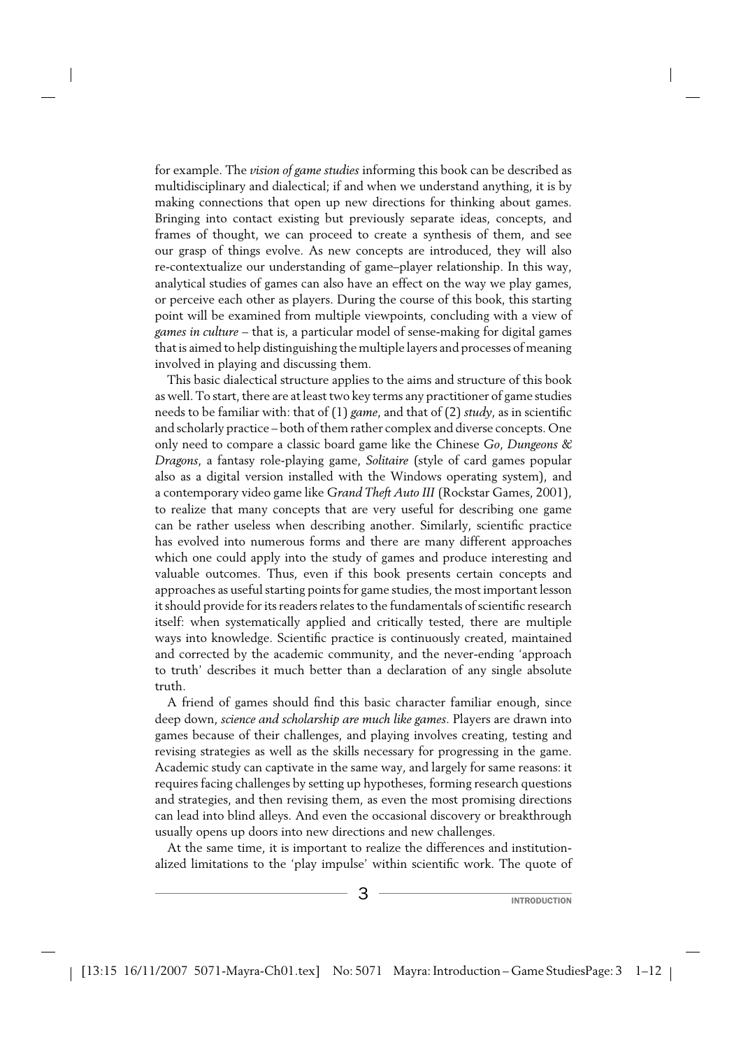for example. The *vision of game studies* informing this book can be described as multidisciplinary and dialectical; if and when we understand anything, it is by making connections that open up new directions for thinking about games. Bringing into contact existing but previously separate ideas, concepts, and frames of thought, we can proceed to create a synthesis of them, and see our grasp of things evolve. As new concepts are introduced, they will also re-contextualize our understanding of game–player relationship. In this way, analytical studies of games can also have an effect on the way we play games, or perceive each other as players. During the course of this book, this starting point will be examined from multiple viewpoints, concluding with a view of *games in culture* – that is, a particular model of sense-making for digital games that is aimed to help distinguishing the multiple layers and processes of meaning involved in playing and discussing them.

This basic dialectical structure applies to the aims and structure of this book as well. To start, there are at least two key terms any practitioner of game studies needs to be familiar with: that of (1) *game*, and that of (2) *study*, as in scientific and scholarly practice – both of them rather complex and diverse concepts. One only need to compare a classic board game like the Chinese *Go*, *Dungeons & Dragons*, a fantasy role-playing game, *Solitaire* (style of card games popular also as a digital version installed with the Windows operating system), and a contemporary video game like *Grand Theft Auto III* (Rockstar Games, 2001), to realize that many concepts that are very useful for describing one game can be rather useless when describing another. Similarly, scientific practice has evolved into numerous forms and there are many different approaches which one could apply into the study of games and produce interesting and valuable outcomes. Thus, even if this book presents certain concepts and approaches as useful starting points for game studies, the most important lesson it should provide for its readers relates to the fundamentals of scientific research itself: when systematically applied and critically tested, there are multiple ways into knowledge. Scientific practice is continuously created, maintained and corrected by the academic community, and the never-ending 'approach to truth' describes it much better than a declaration of any single absolute truth.

A friend of games should find this basic character familiar enough, since deep down, *science and scholarship are much like games*. Players are drawn into games because of their challenges, and playing involves creating, testing and revising strategies as well as the skills necessary for progressing in the game. Academic study can captivate in the same way, and largely for same reasons: it requires facing challenges by setting up hypotheses, forming research questions and strategies, and then revising them, as even the most promising directions can lead into blind alleys. And even the occasional discovery or breakthrough usually opens up doors into new directions and new challenges.

At the same time, it is important to realize the differences and institutionalized limitations to the 'play impulse' within scientific work. The quote of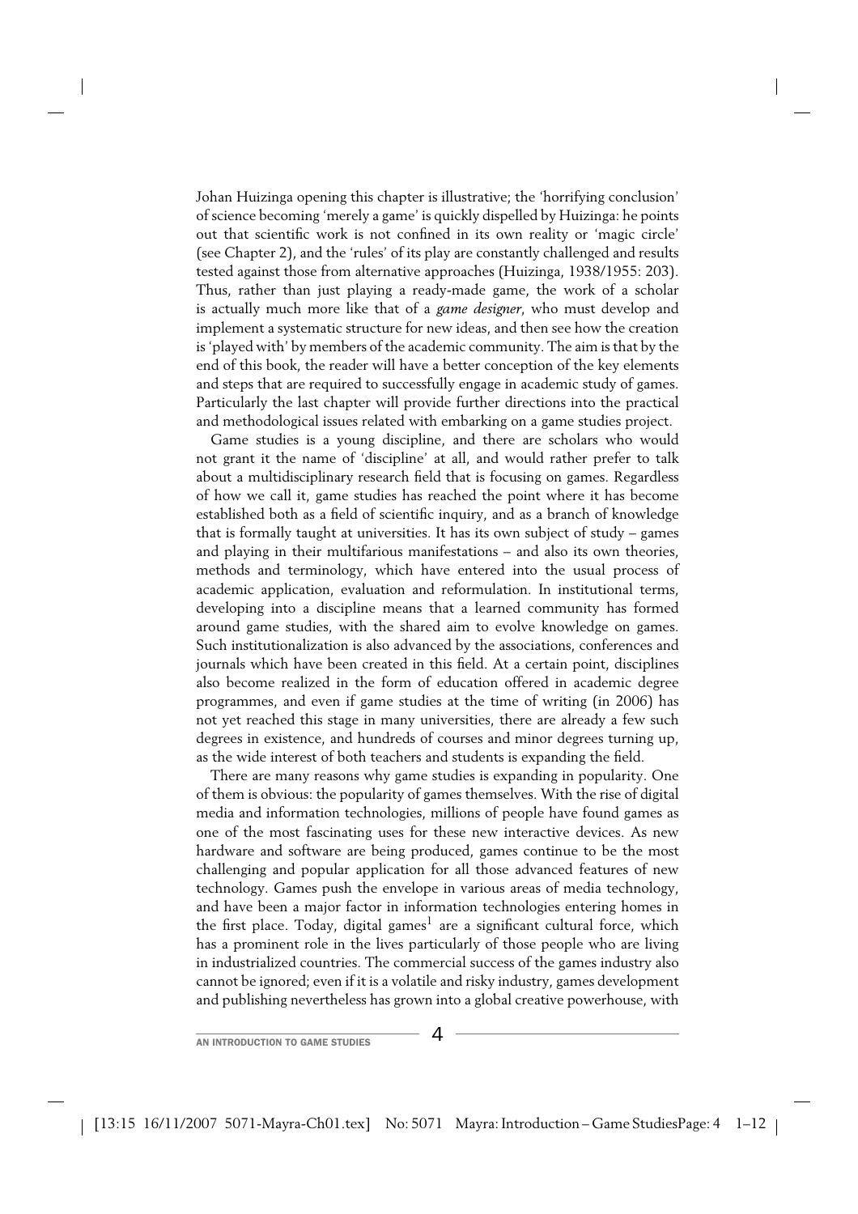Johan Huizinga opening this chapter is illustrative; the 'horrifying conclusion' of science becoming 'merely a game' is quickly dispelled by Huizinga: he points out that scientific work is not confined in its own reality or 'magic circle' (see Chapter 2), and the 'rules' of its play are constantly challenged and results tested against those from alternative approaches (Huizinga, 1938/1955: 203). Thus, rather than just playing a ready-made game, the work of a scholar is actually much more like that of a *game designer*, who must develop and implement a systematic structure for new ideas, and then see how the creation is 'played with' by members of the academic community. The aim is that by the end of this book, the reader will have a better conception of the key elements and steps that are required to successfully engage in academic study of games. Particularly the last chapter will provide further directions into the practical and methodological issues related with embarking on a game studies project.

Game studies is a young discipline, and there are scholars who would not grant it the name of 'discipline' at all, and would rather prefer to talk about a multidisciplinary research field that is focusing on games. Regardless of how we call it, game studies has reached the point where it has become established both as a field of scientific inquiry, and as a branch of knowledge that is formally taught at universities. It has its own subject of study – games and playing in their multifarious manifestations – and also its own theories, methods and terminology, which have entered into the usual process of academic application, evaluation and reformulation. In institutional terms, developing into a discipline means that a learned community has formed around game studies, with the shared aim to evolve knowledge on games. Such institutionalization is also advanced by the associations, conferences and journals which have been created in this field. At a certain point, disciplines also become realized in the form of education offered in academic degree programmes, and even if game studies at the time of writing (in 2006) has not yet reached this stage in many universities, there are already a few such degrees in existence, and hundreds of courses and minor degrees turning up, as the wide interest of both teachers and students is expanding the field.

There are many reasons why game studies is expanding in popularity. One of them is obvious: the popularity of games themselves. With the rise of digital media and information technologies, millions of people have found games as one of the most fascinating uses for these new interactive devices. As new hardware and software are being produced, games continue to be the most challenging and popular application for all those advanced features of new technology. Games push the envelope in various areas of media technology, and have been a major factor in information technologies entering homes in the first place. Today, digital games[1] are a significant cultural force, which has a prominent role in the lives particularly of those people who are living in industrialized countries. The commercial success of the games industry also cannot be ignored; even if it is a volatile and risky industry, games development and publishing nevertheless has grown into a global creative powerhouse, with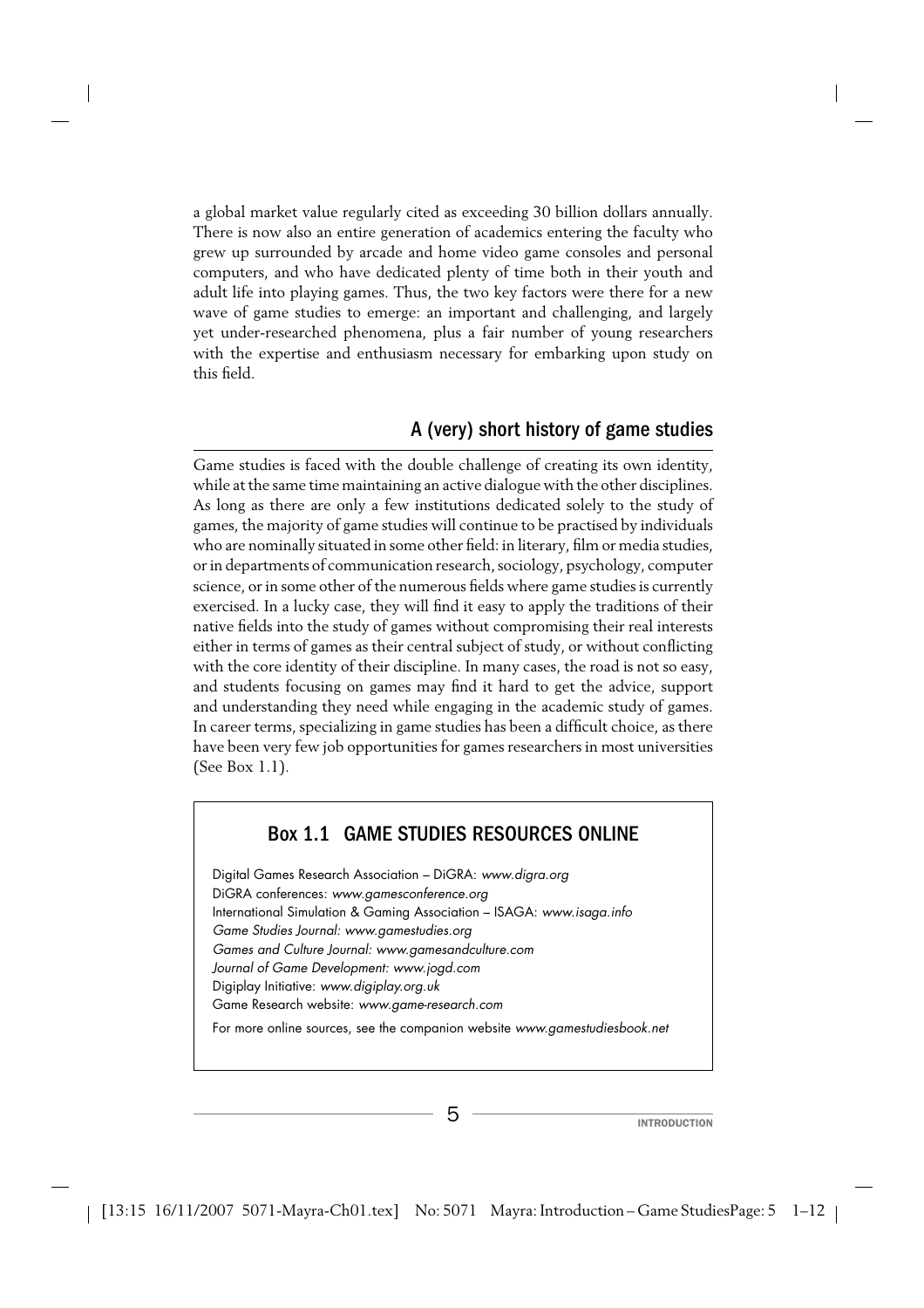a global market value regularly cited as exceeding 30 billion dollars annually. There is now also an entire generation of academics entering the faculty who grew up surrounded by arcade and home video game consoles and personal computers, and who have dedicated plenty of time both in their youth and adult life into playing games. Thus, the two key factors were there for a new wave of game studies to emerge: an important and challenging, and largely yet under-researched phenomena, plus a fair number of young researchers with the expertise and enthusiasm necessary for embarking upon study on this field.

## A (very) short history of game studies

Game studies is faced with the double challenge of creating its own identity, while at the same time maintaining an active dialogue with the other disciplines. As long as there are only a few institutions dedicated solely to the study of games, the majority of game studies will continue to be practised by individuals who are nominally situated in some other field: in literary, film or media studies, or in departments of communication research, sociology, psychology, computer science, or in some other of the numerous fields where game studies is currently exercised. In a lucky case, they will find it easy to apply the traditions of their native fields into the study of games without compromising their real interests either in terms of games as their central subject of study, or without conflicting with the core identity of their discipline. In many cases, the road is not so easy, and students focusing on games may find it hard to get the advice, support and understanding they need while engaging in the academic study of games. In career terms, specializing in game studies has been a difficult choice, as there have been very few job opportunities for games researchers in most universities (See Box 1.1).

### Box 1.1 GAME STUDIES RESOURCES ONLINE

Digital Games Research Association – DiGRA: *www.digra.org*
DiGRA conferences: *www.gamesconference.org*
International Simulation & Gaming Association – ISAGA: *www.isaga.info*
*Game Studies Journal: www.gamestudies.org*
*Games and Culture Journal: www.gamesandculture.com*
*Journal of Game Development: www.jogd.com*
Digiplay Initiative: *www.digiplay.org.uk*
Game Research website: *www.game-research.com*

For more online sources, see the companion website *www.gamestudiesbook.net*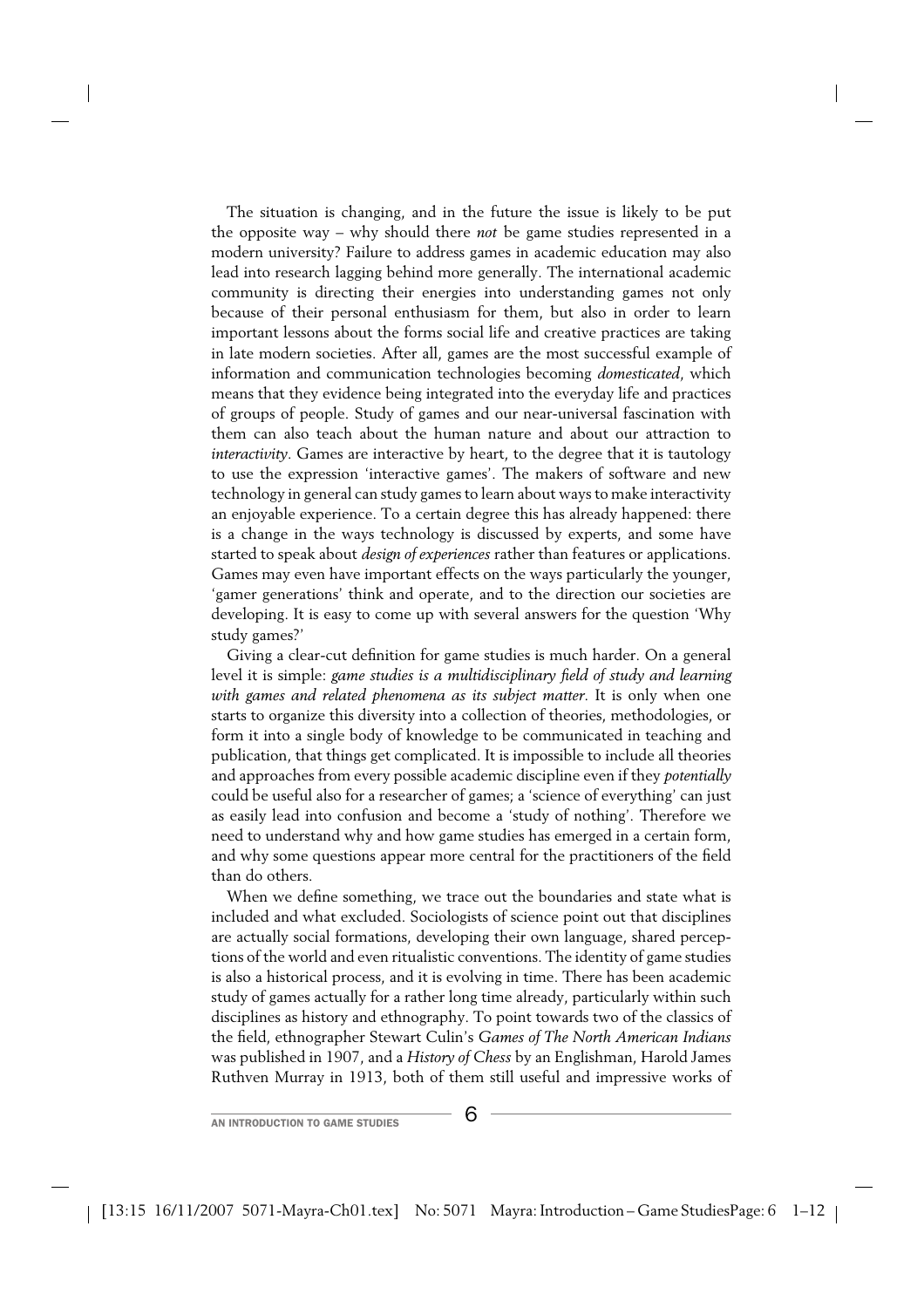The situation is changing, and in the future the issue is likely to be put the opposite way – why should there *not* be game studies represented in a modern university? Failure to address games in academic education may also lead into research lagging behind more generally. The international academic community is directing their energies into understanding games not only because of their personal enthusiasm for them, but also in order to learn important lessons about the forms social life and creative practices are taking in late modern societies. After all, games are the most successful example of information and communication technologies becoming *domesticated*, which means that they evidence being integrated into the everyday life and practices of groups of people. Study of games and our near-universal fascination with them can also teach about the human nature and about our attraction to *interactivity*. Games are interactive by heart, to the degree that it is tautology to use the expression 'interactive games'. The makers of software and new technology in general can study games to learn about ways to make interactivity an enjoyable experience. To a certain degree this has already happened: there is a change in the ways technology is discussed by experts, and some have started to speak about *design of experiences* rather than features or applications. Games may even have important effects on the ways particularly the younger, 'gamer generations' think and operate, and to the direction our societies are developing. It is easy to come up with several answers for the question 'Why study games?'

Giving a clear-cut definition for game studies is much harder. On a general level it is simple: *game studies is a multidisciplinary field of study and learning with games and related phenomena as its subject matter*. It is only when one starts to organize this diversity into a collection of theories, methodologies, or form it into a single body of knowledge to be communicated in teaching and publication, that things get complicated. It is impossible to include all theories and approaches from every possible academic discipline even if they *potentially* could be useful also for a researcher of games; a 'science of everything' can just as easily lead into confusion and become a 'study of nothing'. Therefore we need to understand why and how game studies has emerged in a certain form, and why some questions appear more central for the practitioners of the field than do others.

When we define something, we trace out the boundaries and state what is included and what excluded. Sociologists of science point out that disciplines are actually social formations, developing their own language, shared perceptions of the world and even ritualistic conventions. The identity of game studies is also a historical process, and it is evolving in time. There has been academic study of games actually for a rather long time already, particularly within such disciplines as history and ethnography. To point towards two of the classics of the field, ethnographer Stewart Culin's *Games of The North American Indians* was published in 1907, and a *History of Chess* by an Englishman, Harold James Ruthven Murray in 1913, both of them still useful and impressive works of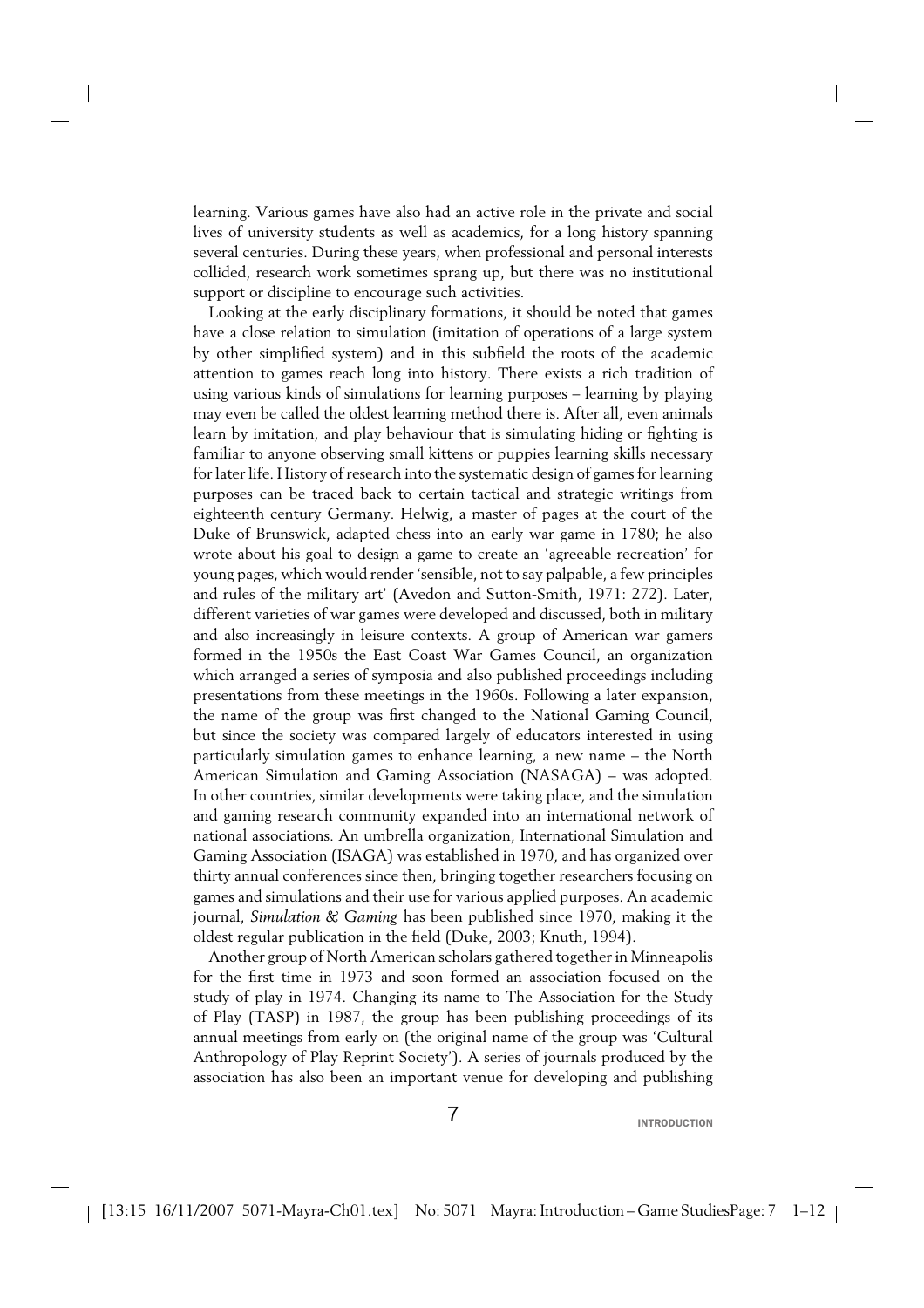learning. Various games have also had an active role in the private and social lives of university students as well as academics, for a long history spanning several centuries. During these years, when professional and personal interests collided, research work sometimes sprang up, but there was no institutional support or discipline to encourage such activities.

Looking at the early disciplinary formations, it should be noted that games have a close relation to simulation (imitation of operations of a large system by other simplified system) and in this subfield the roots of the academic attention to games reach long into history. There exists a rich tradition of using various kinds of simulations for learning purposes – learning by playing may even be called the oldest learning method there is. After all, even animals learn by imitation, and play behaviour that is simulating hiding or fighting is familiar to anyone observing small kittens or puppies learning skills necessary for later life. History of research into the systematic design of games for learning purposes can be traced back to certain tactical and strategic writings from eighteenth century Germany. Helwig, a master of pages at the court of the Duke of Brunswick, adapted chess into an early war game in 1780; he also wrote about his goal to design a game to create an 'agreeable recreation' for young pages, which would render 'sensible, not to say palpable, a few principles and rules of the military art' (Avedon and Sutton-Smith, 1971: 272). Later, different varieties of war games were developed and discussed, both in military and also increasingly in leisure contexts. A group of American war gamers formed in the 1950s the East Coast War Games Council, an organization which arranged a series of symposia and also published proceedings including presentations from these meetings in the 1960s. Following a later expansion, the name of the group was first changed to the National Gaming Council, but since the society was compared largely of educators interested in using particularly simulation games to enhance learning, a new name – the North American Simulation and Gaming Association (NASAGA) – was adopted. In other countries, similar developments were taking place, and the simulation and gaming research community expanded into an international network of national associations. An umbrella organization, International Simulation and Gaming Association (ISAGA) was established in 1970, and has organized over thirty annual conferences since then, bringing together researchers focusing on games and simulations and their use for various applied purposes. An academic journal, *Simulation & Gaming* has been published since 1970, making it the oldest regular publication in the field (Duke, 2003; Knuth, 1994).

Another group of North American scholars gathered together in Minneapolis for the first time in 1973 and soon formed an association focused on the study of play in 1974. Changing its name to The Association for the Study of Play (TASP) in 1987, the group has been publishing proceedings of its annual meetings from early on (the original name of the group was 'Cultural Anthropology of Play Reprint Society'). A series of journals produced by the association has also been an important venue for developing and publishing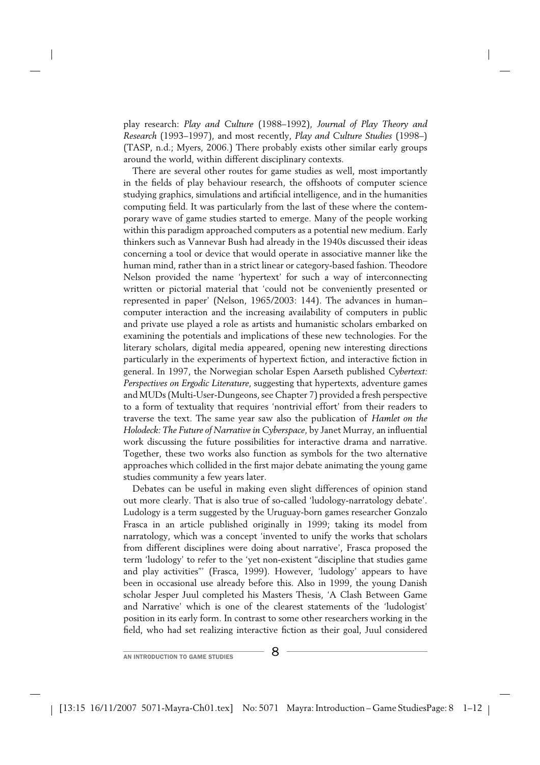play research: *Play and Culture* (1988–1992), *Journal of Play Theory and Research* (1993–1997), and most recently, *Play and Culture Studies* (1998–) (TASP, n.d.; Myers, 2006.) There probably exists other similar early groups around the world, within different disciplinary contexts.

There are several other routes for game studies as well, most importantly in the fields of play behaviour research, the offshoots of computer science studying graphics, simulations and artificial intelligence, and in the humanities computing field. It was particularly from the last of these where the contemporary wave of game studies started to emerge. Many of the people working within this paradigm approached computers as a potential new medium. Early thinkers such as Vannevar Bush had already in the 1940s discussed their ideas concerning a tool or device that would operate in associative manner like the human mind, rather than in a strict linear or category-based fashion. Theodore Nelson provided the name 'hypertext' for such a way of interconnecting written or pictorial material that 'could not be conveniently presented or represented in paper' (Nelson, 1965/2003: 144). The advances in human–computer interaction and the increasing availability of computers in public and private use played a role as artists and humanistic scholars embarked on examining the potentials and implications of these new technologies. For the literary scholars, digital media appeared, opening new interesting directions particularly in the experiments of hypertext fiction, and interactive fiction in general. In 1997, the Norwegian scholar Espen Aarseth published *Cybertext: Perspectives on Ergodic Literature*, suggesting that hypertexts, adventure games and MUDs (Multi-User-Dungeons, see Chapter 7) provided a fresh perspective to a form of textuality that requires 'nontrivial effort' from their readers to traverse the text. The same year saw also the publication of *Hamlet on the Holodeck: The Future of Narrative in Cyberspace*, by Janet Murray, an influential work discussing the future possibilities for interactive drama and narrative. Together, these two works also function as symbols for the two alternative approaches which collided in the first major debate animating the young game studies community a few years later.

Debates can be useful in making even slight differences of opinion stand out more clearly. That is also true of so-called 'ludology-narratology debate'. Ludology is a term suggested by the Uruguay-born games researcher Gonzalo Frasca in an article published originally in 1999; taking its model from narratology, which was a concept 'invented to unify the works that scholars from different disciplines were doing about narrative', Frasca proposed the term 'ludology' to refer to the 'yet non-existent "discipline that studies game and play activities"' (Frasca, 1999). However, 'ludology' appears to have been in occasional use already before this. Also in 1999, the young Danish scholar Jesper Juul completed his Masters Thesis, 'A Clash Between Game and Narrative' which is one of the clearest statements of the 'ludologist' position in its early form. In contrast to some other researchers working in the field, who had set realizing interactive fiction as their goal, Juul considered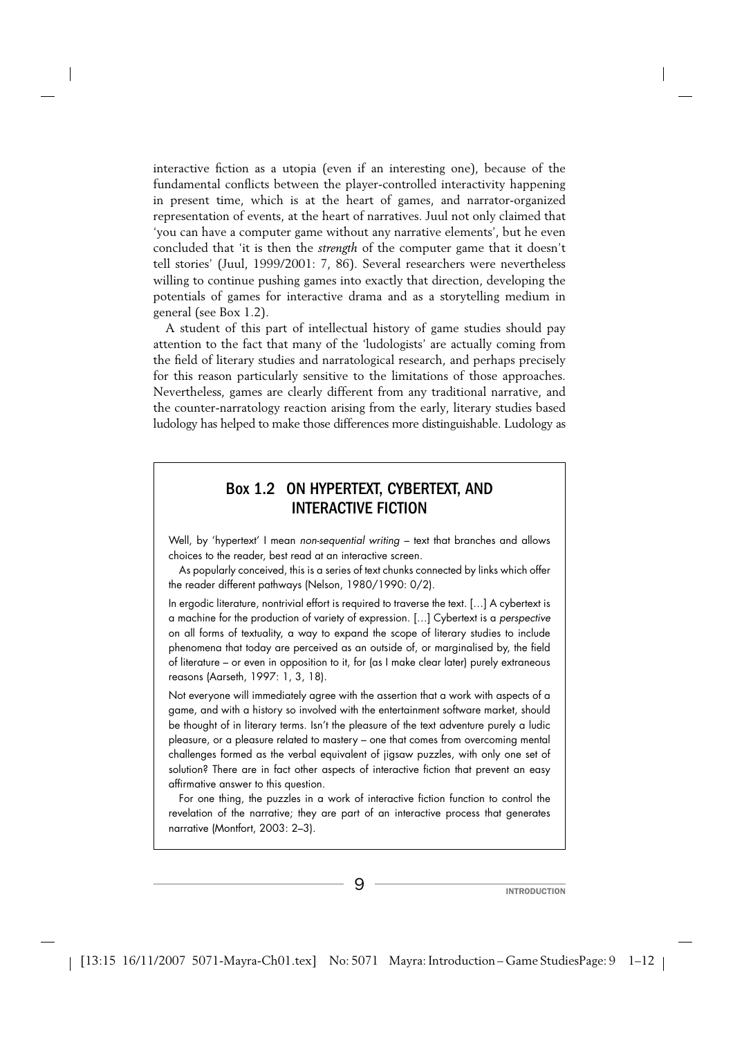interactive fiction as a utopia (even if an interesting one), because of the fundamental conflicts between the player-controlled interactivity happening in present time, which is at the heart of games, and narrator-organized representation of events, at the heart of narratives. Juul not only claimed that 'you can have a computer game without any narrative elements', but he even concluded that 'it is then the *strength* of the computer game that it doesn't tell stories' (Juul, 1999/2001: 7, 86). Several researchers were nevertheless willing to continue pushing games into exactly that direction, developing the potentials of games for interactive drama and as a storytelling medium in general (see Box 1.2).

A student of this part of intellectual history of game studies should pay attention to the fact that many of the 'ludologists' are actually coming from the field of literary studies and narratological research, and perhaps precisely for this reason particularly sensitive to the limitations of those approaches. Nevertheless, games are clearly different from any traditional narrative, and the counter-narratology reaction arising from the early, literary studies based ludology has helped to make those differences more distinguishable. Ludology as

## Box 1.2 ON HYPERTEXT, CYBERTEXT, AND INTERACTIVE FICTION

Well, by 'hypertext' I mean *non-sequential writing* – text that branches and allows choices to the reader, best read at an interactive screen.

As popularly conceived, this is a series of text chunks connected by links which offer the reader different pathways (Nelson, 1980/1990: 0/2).

In ergodic literature, nontrivial effort is required to traverse the text. [...] A cybertext is a machine for the production of variety of expression. [...] Cybertext is a *perspective* on all forms of textuality, a way to expand the scope of literary studies to include phenomena that today are perceived as an outside of, or marginalised by, the field of literature – or even in opposition to it, for (as I make clear later) purely extraneous reasons (Aarseth, 1997: 1, 3, 18).

Not everyone will immediately agree with the assertion that a work with aspects of a game, and with a history so involved with the entertainment software market, should be thought of in literary terms. Isn't the pleasure of the text adventure purely a ludic pleasure, or a pleasure related to mastery – one that comes from overcoming mental challenges formed as the verbal equivalent of jigsaw puzzles, with only one set of solution? There are in fact other aspects of interactive fiction that prevent an easy affirmative answer to this question.

For one thing, the puzzles in a work of interactive fiction function to control the revelation of the narrative; they are part of an interactive process that generates narrative (Montfort, 2003: 2–3).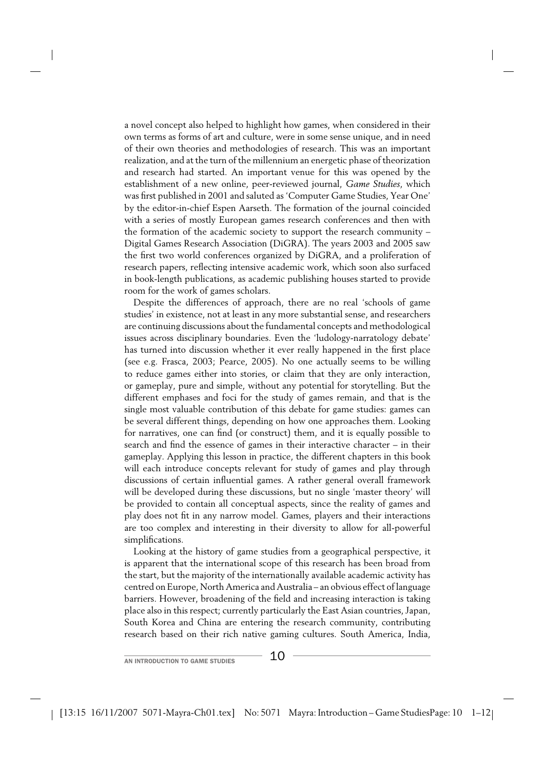a novel concept also helped to highlight how games, when considered in their own terms as forms of art and culture, were in some sense unique, and in need of their own theories and methodologies of research. This was an important realization, and at the turn of the millennium an energetic phase of theorization and research had started. An important venue for this was opened by the establishment of a new online, peer-reviewed journal, *Game Studies*, which was first published in 2001 and saluted as 'Computer Game Studies, Year One' by the editor-in-chief Espen Aarseth. The formation of the journal coincided with a series of mostly European games research conferences and then with the formation of the academic society to support the research community – Digital Games Research Association (DiGRA). The years 2003 and 2005 saw the first two world conferences organized by DiGRA, and a proliferation of research papers, reflecting intensive academic work, which soon also surfaced in book-length publications, as academic publishing houses started to provide room for the work of games scholars.

Despite the differences of approach, there are no real 'schools of game studies' in existence, not at least in any more substantial sense, and researchers are continuing discussions about the fundamental concepts and methodological issues across disciplinary boundaries. Even the 'ludology-narratology debate' has turned into discussion whether it ever really happened in the first place (see e.g. Frasca, 2003; Pearce, 2005). No one actually seems to be willing to reduce games either into stories, or claim that they are only interaction, or gameplay, pure and simple, without any potential for storytelling. But the different emphases and foci for the study of games remain, and that is the single most valuable contribution of this debate for game studies: games can be several different things, depending on how one approaches them. Looking for narratives, one can find (or construct) them, and it is equally possible to search and find the essence of games in their interactive character – in their gameplay. Applying this lesson in practice, the different chapters in this book will each introduce concepts relevant for study of games and play through discussions of certain influential games. A rather general overall framework will be developed during these discussions, but no single 'master theory' will be provided to contain all conceptual aspects, since the reality of games and play does not fit in any narrow model. Games, players and their interactions are too complex and interesting in their diversity to allow for all-powerful simplifications.

Looking at the history of game studies from a geographical perspective, it is apparent that the international scope of this research has been broad from the start, but the majority of the internationally available academic activity has centred on Europe, North America and Australia – an obvious effect of language barriers. However, broadening of the field and increasing interaction is taking place also in this respect; currently particularly the East Asian countries, Japan, South Korea and China are entering the research community, contributing research based on their rich native gaming cultures. South America, India,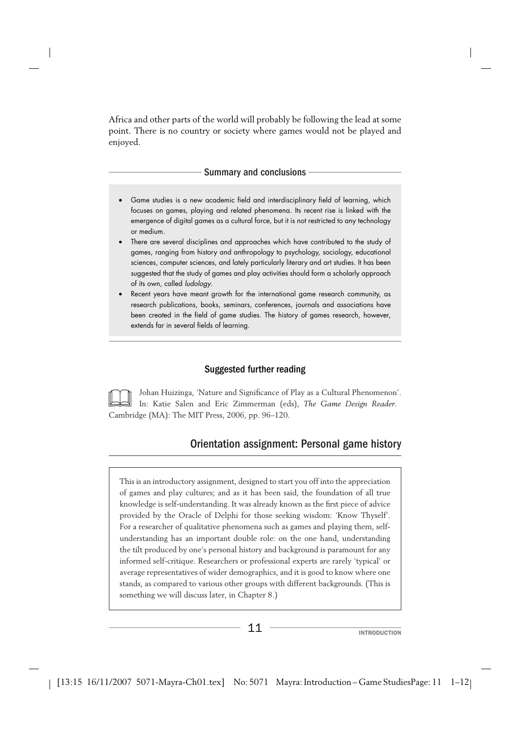Africa and other parts of the world will probably be following the lead at some point. There is no country or society where games would not be played and enjoyed.

### Summary and conclusions

- Game studies is a new academic field and interdisciplinary field of learning, which focuses on games, playing and related phenomena. Its recent rise is linked with the emergence of digital games as a cultural force, but it is not restricted to any technology or medium.
- There are several disciplines and approaches which have contributed to the study of games, ranging from history and anthropology to psychology, sociology, educational sciences, computer sciences, and lately particularly literary and art studies. It has been suggested that the study of games and play activities should form a scholarly approach of its own, called *ludology*.
- Recent years have meant growth for the international game research community, as research publications, books, seminars, conferences, journals and associations have been created in the field of game studies. The history of games research, however, extends far in several fields of learning.

### Suggested further reading

Johan Huizinga, 'Nature and Significance of Play as a Cultural Phenomenon'. In: Katie Salen and Eric Zimmerman (eds), *The Game Design Reader*. Cambridge (MA): The MIT Press, 2006, pp. 96–120.

## Orientation assignment: Personal game history

This is an introductory assignment, designed to start you off into the appreciation of games and play cultures; and as it has been said, the foundation of all true knowledge is self-understanding. It was already known as the first piece of advice provided by the Oracle of Delphi for those seeking wisdom: 'Know Thyself'. For a researcher of qualitative phenomena such as games and playing them, self-understanding has an important double role: on the one hand, understanding the tilt produced by one's personal history and background is paramount for any informed self-critique. Researchers or professional experts are rarely 'typical' or average representatives of wider demographics, and it is good to know where one stands, as compared to various other groups with different backgrounds. (This is something we will discuss later, in Chapter 8.)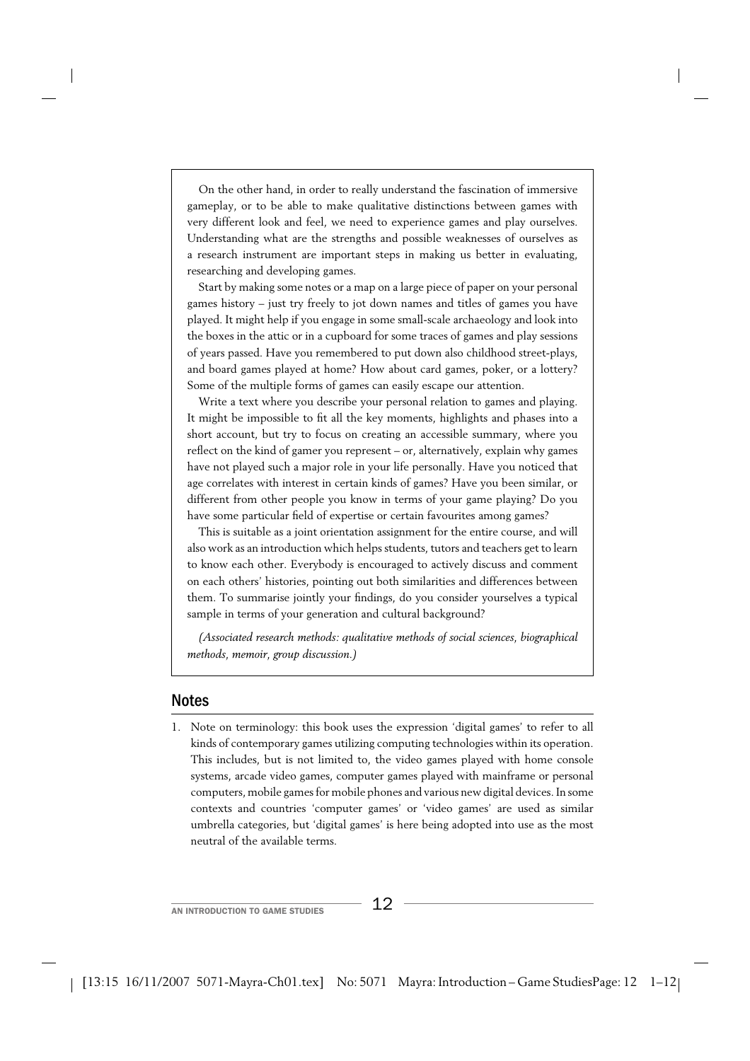On the other hand, in order to really understand the fascination of immersive gameplay, or to be able to make qualitative distinctions between games with very different look and feel, we need to experience games and play ourselves. Understanding what are the strengths and possible weaknesses of ourselves as a research instrument are important steps in making us better in evaluating, researching and developing games.

Start by making some notes or a map on a large piece of paper on your personal games history – just try freely to jot down names and titles of games you have played. It might help if you engage in some small-scale archaeology and look into the boxes in the attic or in a cupboard for some traces of games and play sessions of years passed. Have you remembered to put down also childhood street-plays, and board games played at home? How about card games, poker, or a lottery? Some of the multiple forms of games can easily escape our attention.

Write a text where you describe your personal relation to games and playing. It might be impossible to fit all the key moments, highlights and phases into a short account, but try to focus on creating an accessible summary, where you reflect on the kind of gamer you represent – or, alternatively, explain why games have not played such a major role in your life personally. Have you noticed that age correlates with interest in certain kinds of games? Have you been similar, or different from other people you know in terms of your game playing? Do you have some particular field of expertise or certain favourites among games?

This is suitable as a joint orientation assignment for the entire course, and will also work as an introduction which helps students, tutors and teachers get to learn to know each other. Everybody is encouraged to actively discuss and comment on each others' histories, pointing out both similarities and differences between them. To summarise jointly your findings, do you consider yourselves a typical sample in terms of your generation and cultural background?

*(Associated research methods: qualitative methods of social sciences, biographical methods, memoir, group discussion.)*

## Notes

1. Note on terminology: this book uses the expression 'digital games' to refer to all kinds of contemporary games utilizing computing technologies within its operation. This includes, but is not limited to, the video games played with home console systems, arcade video games, computer games played with mainframe or personal computers, mobile games for mobile phones and various new digital devices. In some contexts and countries 'computer games' or 'video games' are used as similar umbrella categories, but 'digital games' is here being adopted into use as the most neutral of the available terms.